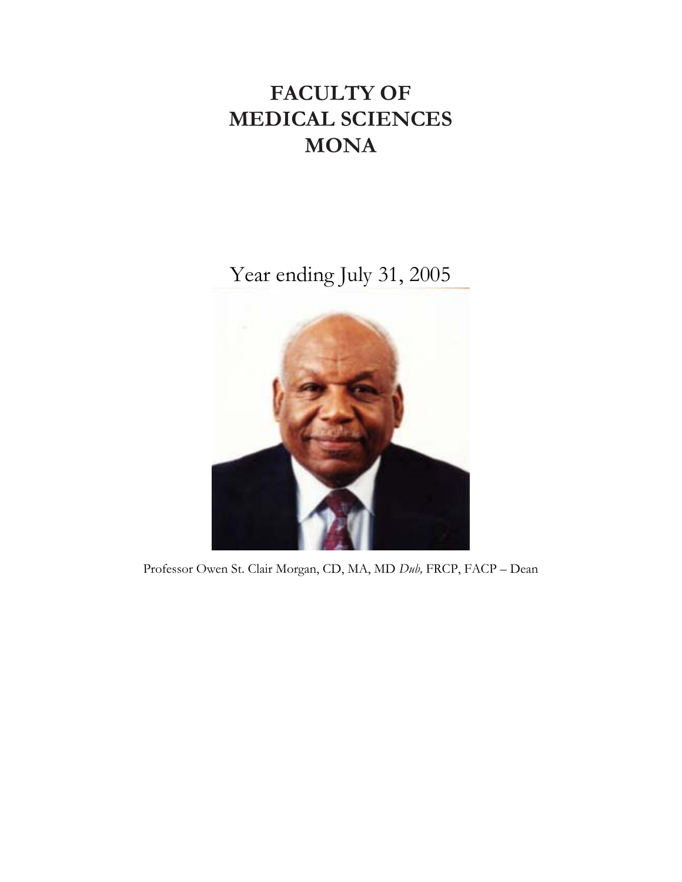# FACULTY OF MEDICAL SCIENCES MONA

Year ending July 31, 2005

Professor Owen St. Clair Morgan, CD, MA, MD *Dub,* FRCP, FACP – Dean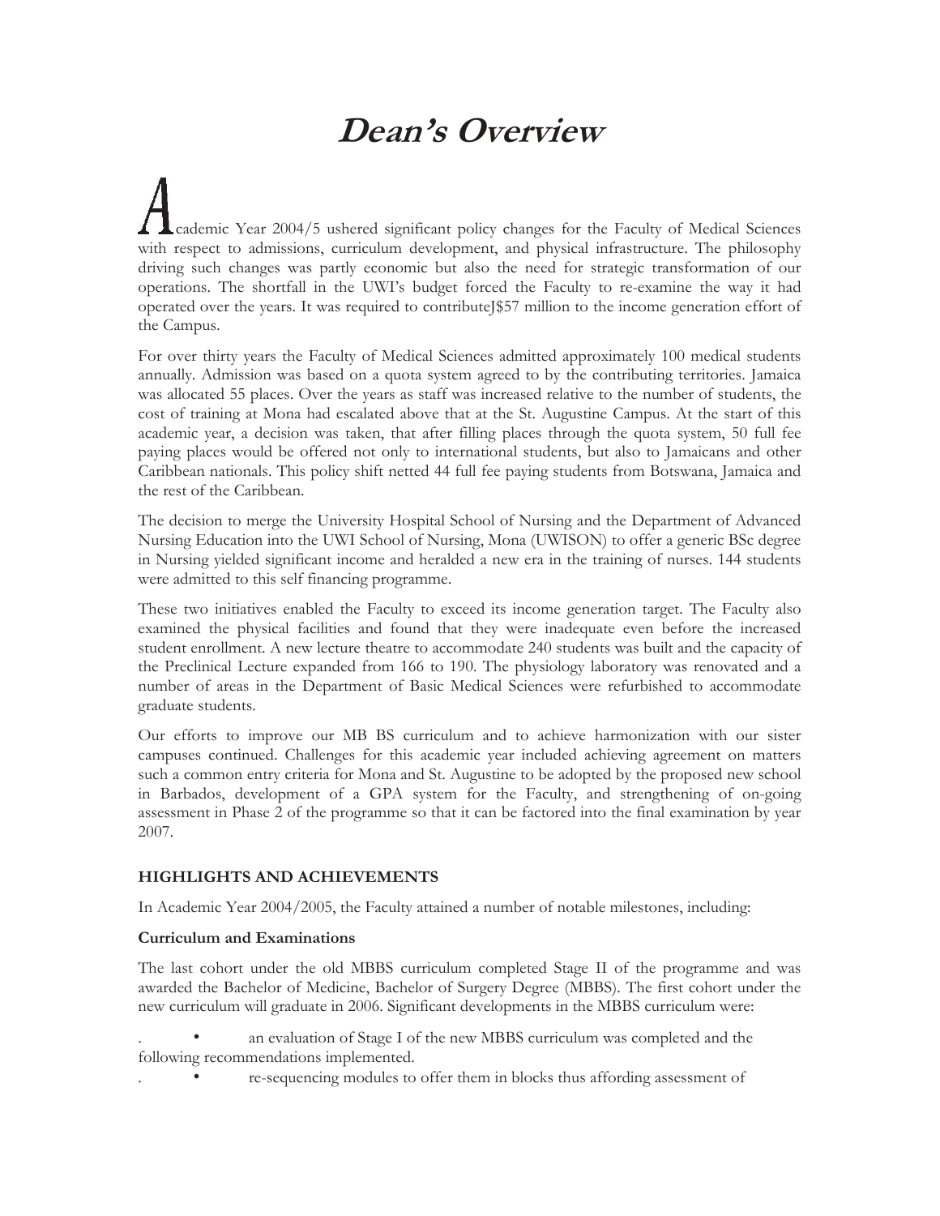# *Dean's Overview*

Academic Year 2004/5 ushered significant policy changes for the Faculty of Medical Sciences with respect to admissions, curriculum development, and physical infrastructure. The philosophy driving such changes was partly economic but also the need for strategic transformation of our operations. The shortfall in the UWI's budget forced the Faculty to re-examine the way it had operated over the years. It was required to contributeJ$57 million to the income generation effort of the Campus.

For over thirty years the Faculty of Medical Sciences admitted approximately 100 medical students annually. Admission was based on a quota system agreed to by the contributing territories. Jamaica was allocated 55 places. Over the years as staff was increased relative to the number of students, the cost of training at Mona had escalated above that at the St. Augustine Campus. At the start of this academic year, a decision was taken, that after filling places through the quota system, 50 full fee paying places would be offered not only to international students, but also to Jamaicans and other Caribbean nationals. This policy shift netted 44 full fee paying students from Botswana, Jamaica and the rest of the Caribbean.

The decision to merge the University Hospital School of Nursing and the Department of Advanced Nursing Education into the UWI School of Nursing, Mona (UWISON) to offer a generic BSc degree in Nursing yielded significant income and heralded a new era in the training of nurses. 144 students were admitted to this self financing programme.

These two initiatives enabled the Faculty to exceed its income generation target. The Faculty also examined the physical facilities and found that they were inadequate even before the increased student enrollment. A new lecture theatre to accommodate 240 students was built and the capacity of the Preclinical Lecture expanded from 166 to 190. The physiology laboratory was renovated and a number of areas in the Department of Basic Medical Sciences were refurbished to accommodate graduate students.

Our efforts to improve our MB BS curriculum and to achieve harmonization with our sister campuses continued. Challenges for this academic year included achieving agreement on matters such a common entry criteria for Mona and St. Augustine to be adopted by the proposed new school in Barbados, development of a GPA system for the Faculty, and strengthening of on-going assessment in Phase 2 of the programme so that it can be factored into the final examination by year 2007.

### HIGHLIGHTS AND ACHIEVEMENTS

In Academic Year 2004/2005, the Faculty attained a number of notable milestones, including:

#### Curriculum and Examinations

The last cohort under the old MBBS curriculum completed Stage II of the programme and was awarded the Bachelor of Medicine, Bachelor of Surgery Degree (MBBS). The first cohort under the new curriculum will graduate in 2006. Significant developments in the MBBS curriculum were:

- an evaluation of Stage I of the new MBBS curriculum was completed and the following recommendations implemented.
- re-sequencing modules to offer them in blocks thus affording assessment of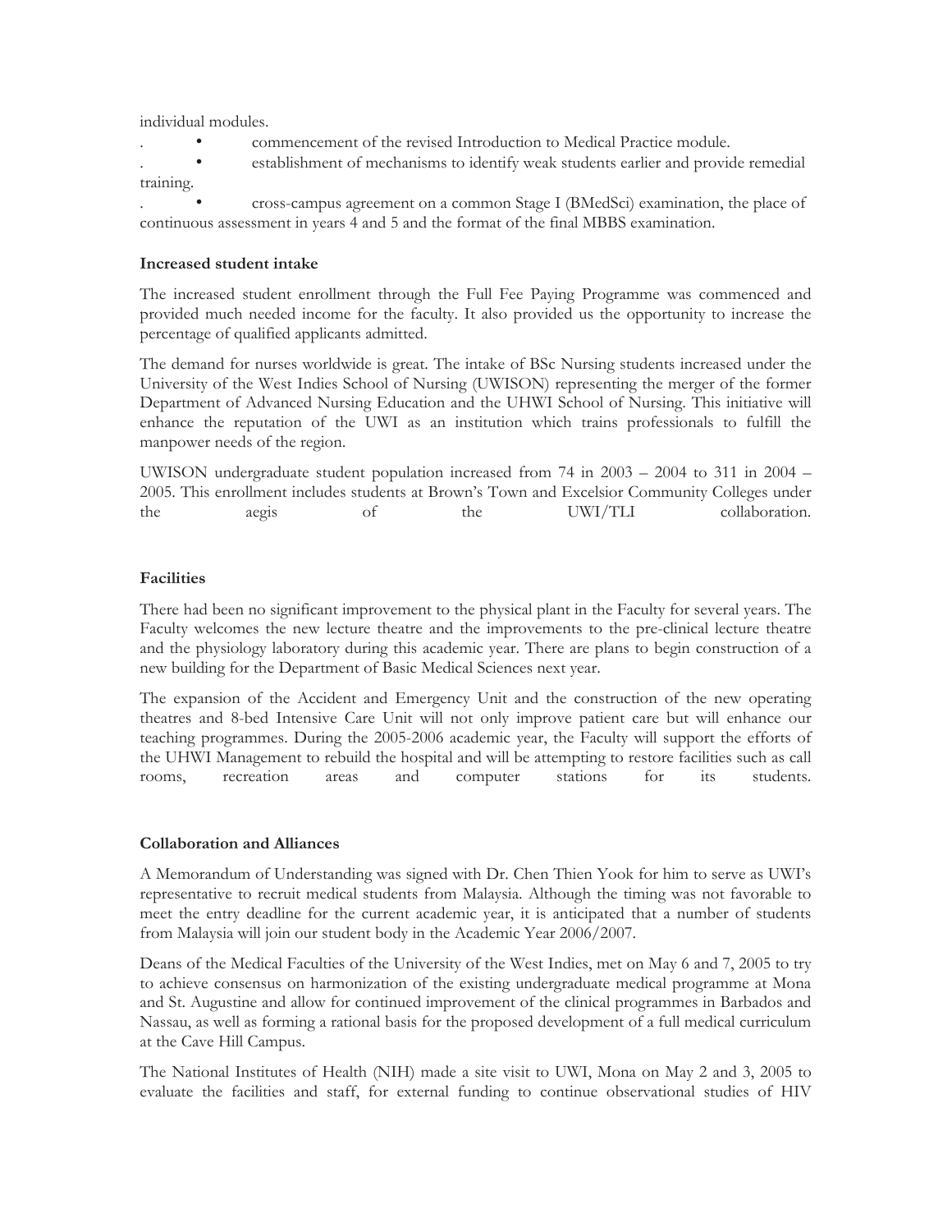individual modules.

- commencement of the revised Introduction to Medical Practice module.
- establishment of mechanisms to identify weak students earlier and provide remedial training.
- cross-campus agreement on a common Stage I (BMedSci) examination, the place of continuous assessment in years 4 and 5 and the format of the final MBBS examination.

**Increased student intake**

The increased student enrollment through the Full Fee Paying Programme was commenced and provided much needed income for the faculty. It also provided us the opportunity to increase the percentage of qualified applicants admitted.

The demand for nurses worldwide is great. The intake of BSc Nursing students increased under the University of the West Indies School of Nursing (UWISON) representing the merger of the former Department of Advanced Nursing Education and the UHWI School of Nursing. This initiative will enhance the reputation of the UWI as an institution which trains professionals to fulfill the manpower needs of the region.

UWISON undergraduate student population increased from 74 in 2003 – 2004 to 311 in 2004 – 2005. This enrollment includes students at Brown's Town and Excelsior Community Colleges under the aegis of the UWI/TLI collaboration.

**Facilities**

There had been no significant improvement to the physical plant in the Faculty for several years. The Faculty welcomes the new lecture theatre and the improvements to the pre-clinical lecture theatre and the physiology laboratory during this academic year. There are plans to begin construction of a new building for the Department of Basic Medical Sciences next year.

The expansion of the Accident and Emergency Unit and the construction of the new operating theatres and 8-bed Intensive Care Unit will not only improve patient care but will enhance our teaching programmes. During the 2005-2006 academic year, the Faculty will support the efforts of the UHWI Management to rebuild the hospital and will be attempting to restore facilities such as call rooms, recreation areas and computer stations for its students.

**Collaboration and Alliances**

A Memorandum of Understanding was signed with Dr. Chen Thien Yook for him to serve as UWI's representative to recruit medical students from Malaysia. Although the timing was not favorable to meet the entry deadline for the current academic year, it is anticipated that a number of students from Malaysia will join our student body in the Academic Year 2006/2007.

Deans of the Medical Faculties of the University of the West Indies, met on May 6 and 7, 2005 to try to achieve consensus on harmonization of the existing undergraduate medical programme at Mona and St. Augustine and allow for continued improvement of the clinical programmes in Barbados and Nassau, as well as forming a rational basis for the proposed development of a full medical curriculum at the Cave Hill Campus.

The National Institutes of Health (NIH) made a site visit to UWI, Mona on May 2 and 3, 2005 to evaluate the facilities and staff, for external funding to continue observational studies of HIV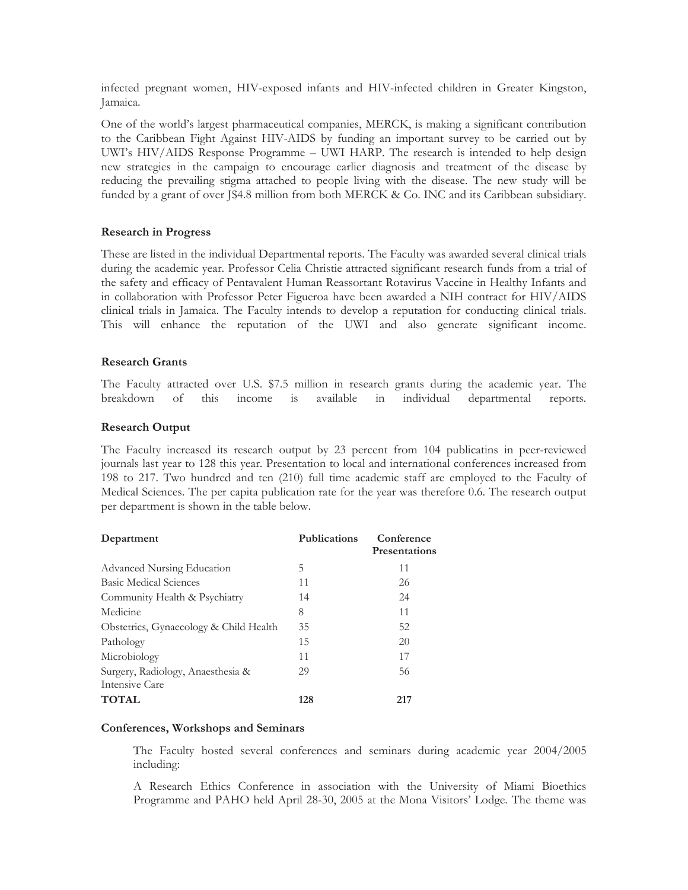infected pregnant women, HIV-exposed infants and HIV-infected children in Greater Kingston, Jamaica.

One of the world's largest pharmaceutical companies, MERCK, is making a significant contribution to the Caribbean Fight Against HIV-AIDS by funding an important survey to be carried out by UWI's HIV/AIDS Response Programme – UWI HARP. The research is intended to help design new strategies in the campaign to encourage earlier diagnosis and treatment of the disease by reducing the prevailing stigma attached to people living with the disease. The new study will be funded by a grant of over J$4.8 million from both MERCK & Co. INC and its Caribbean subsidiary.

**Research in Progress**

These are listed in the individual Departmental reports. The Faculty was awarded several clinical trials during the academic year. Professor Celia Christie attracted significant research funds from a trial of the safety and efficacy of Pentavalent Human Reassortant Rotavirus Vaccine in Healthy Infants and in collaboration with Professor Peter Figueroa have been awarded a NIH contract for HIV/AIDS clinical trials in Jamaica. The Faculty intends to develop a reputation for conducting clinical trials. This will enhance the reputation of the UWI and also generate significant income.

**Research Grants**

The Faculty attracted over U.S. $7.5 million in research grants during the academic year. The breakdown of this income is available in individual departmental reports.

**Research Output**

The Faculty increased its research output by 23 percent from 104 publicatins in peer-reviewed journals last year to 128 this year. Presentation to local and international conferences increased from 198 to 217. Two hundred and ten (210) full time academic staff are employed to the Faculty of Medical Sciences. The per capita publication rate for the year was therefore 0.6. The research output per department is shown in the table below.

| Department | Publications | Conference Presentations |
|---|---|---|
| Advanced Nursing Education | 5 | 11 |
| Basic Medical Sciences | 11 | 26 |
| Community Health & Psychiatry | 14 | 24 |
| Medicine | 8 | 11 |
| Obstetrics, Gynaecology & Child Health | 35 | 52 |
| Pathology | 15 | 20 |
| Microbiology | 11 | 17 |
| Surgery, Radiology, Anaesthesia & Intensive Care | 29 | 56 |
| **TOTAL** | **128** | **217** |

**Conferences, Workshops and Seminars**

The Faculty hosted several conferences and seminars during academic year 2004/2005 including:

A Research Ethics Conference in association with the University of Miami Bioethics Programme and PAHO held April 28-30, 2005 at the Mona Visitors' Lodge. The theme was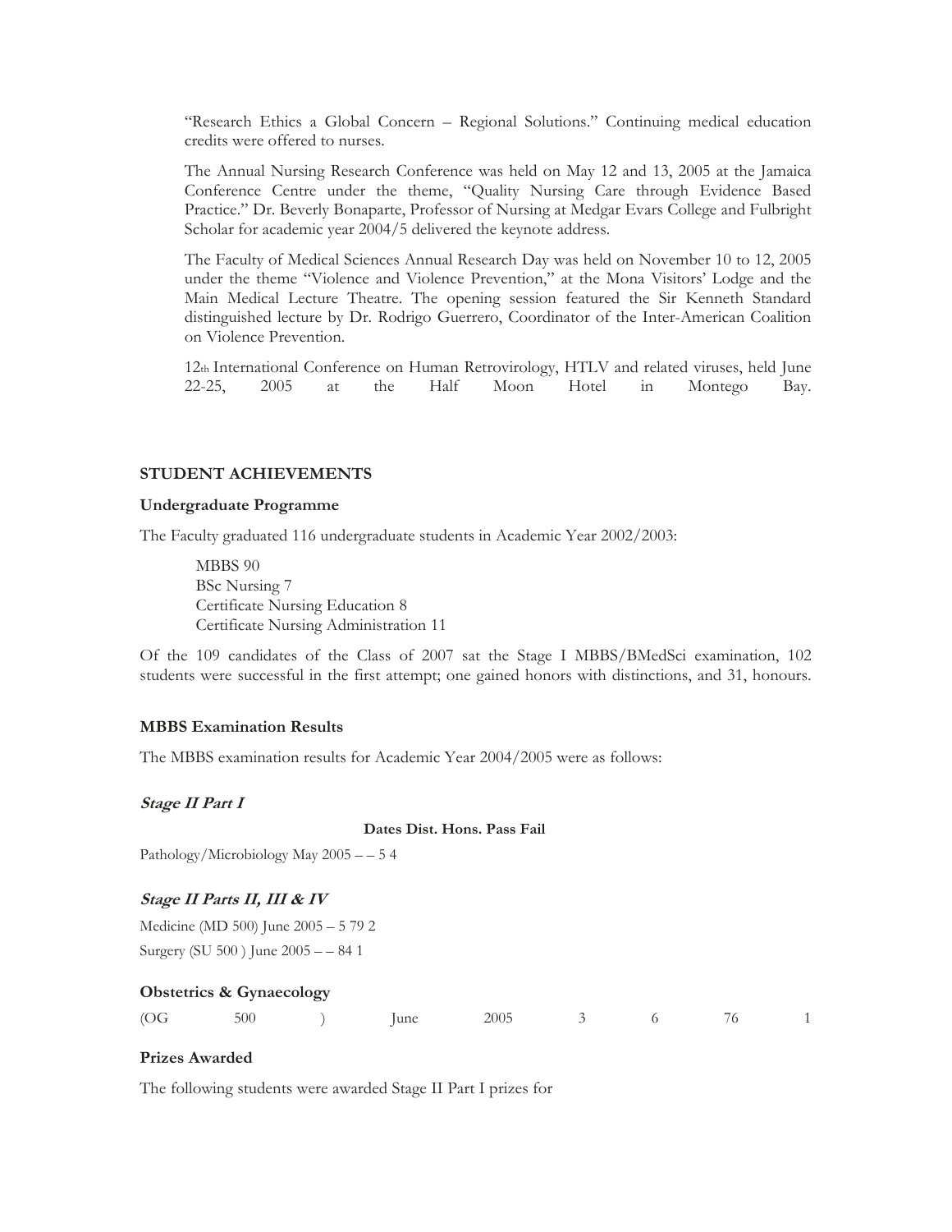"Research Ethics a Global Concern – Regional Solutions." Continuing medical education credits were offered to nurses.

The Annual Nursing Research Conference was held on May 12 and 13, 2005 at the Jamaica Conference Centre under the theme, "Quality Nursing Care through Evidence Based Practice." Dr. Beverly Bonaparte, Professor of Nursing at Medgar Evars College and Fulbright Scholar for academic year 2004/5 delivered the keynote address.

The Faculty of Medical Sciences Annual Research Day was held on November 10 to 12, 2005 under the theme "Violence and Violence Prevention," at the Mona Visitors' Lodge and the Main Medical Lecture Theatre. The opening session featured the Sir Kenneth Standard distinguished lecture by Dr. Rodrigo Guerrero, Coordinator of the Inter-American Coalition on Violence Prevention.

12th International Conference on Human Retrovirology, HTLV and related viruses, held June 22-25, 2005 at the Half Moon Hotel in Montego Bay.

## STUDENT ACHIEVEMENTS

### Undergraduate Programme

The Faculty graduated 116 undergraduate students in Academic Year 2002/2003:

MBBS 90
BSc Nursing 7
Certificate Nursing Education 8
Certificate Nursing Administration 11

Of the 109 candidates of the Class of 2007 sat the Stage I MBBS/BMedSci examination, 102 students were successful in the first attempt; one gained honors with distinctions, and 31, honours.

### MBBS Examination Results

The MBBS examination results for Academic Year 2004/2005 were as follows:

***Stage II Part I***

| | Dates | Dist. | Hons. | Pass | Fail |
|---|---|---|---|---|---|
| Pathology/Microbiology | May 2005 | – | – | 5 | 4 |

***Stage II Parts II, III & IV***

| | Dates | Dist. | Hons. | Pass | Fail |
|---|---|---|---|---|---|
| Medicine (MD 500) | June 2005 | – | 5 | 79 | 2 |
| Surgery (SU 500 ) | June 2005 | – | – | 84 | 1 |

**Obstetrics & Gynaecology**

| | Dates | Dist. | Hons. | Pass | Fail |
|---|---|---|---|---|---|
| (OG 500 ) | June 2005 | 3 | 6 | 76 | 1 |

### Prizes Awarded

The following students were awarded Stage II Part I prizes for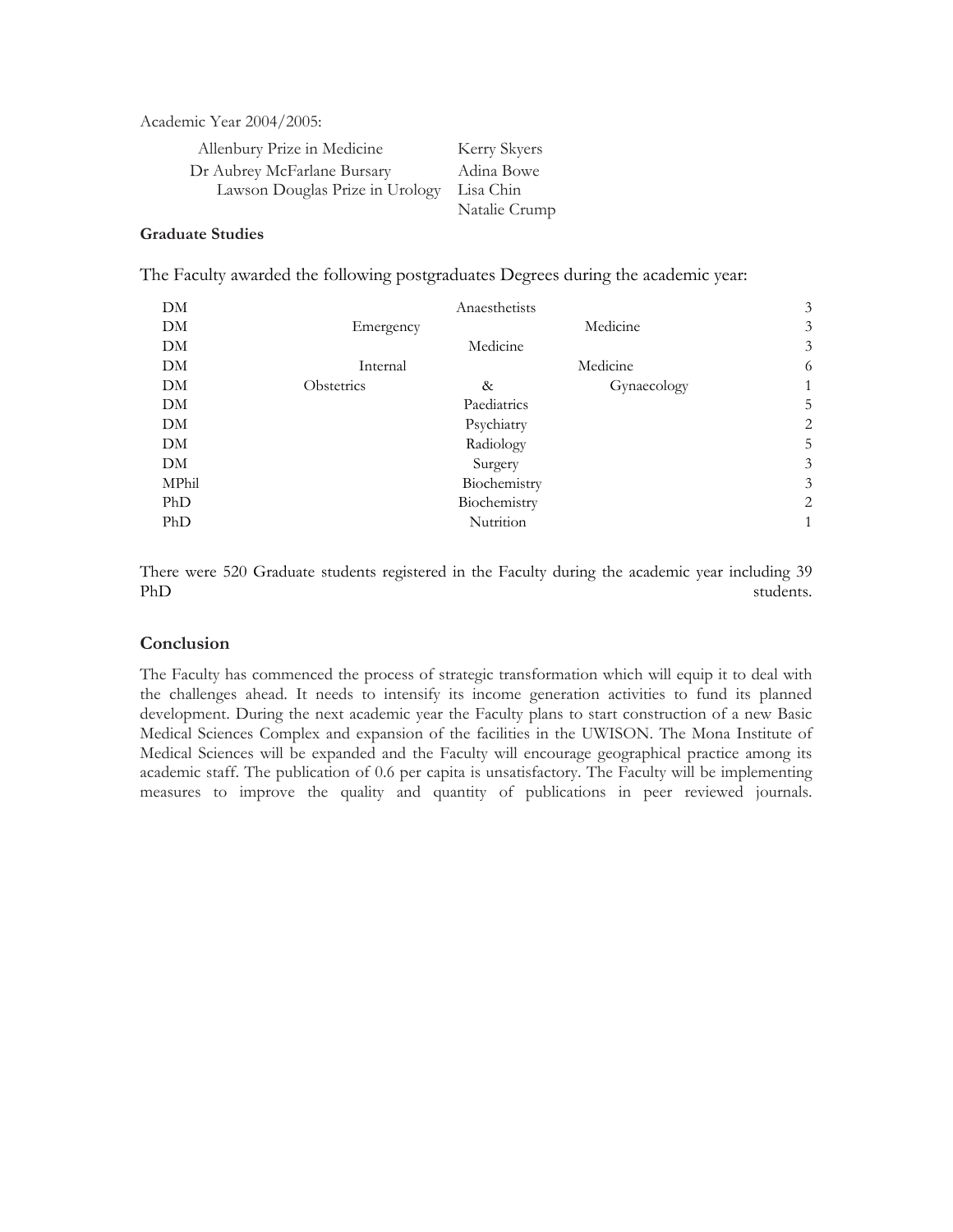Academic Year 2004/2005:

| | |
|---|---|
| Allenbury Prize in Medicine | Kerry Skyers |
| Dr Aubrey McFarlane Bursary | Adina Bowe |
| Lawson Douglas Prize in Urology | Lisa Chin |
| | Natalie Crump |

**Graduate Studies**

The Faculty awarded the following postgraduates Degrees during the academic year:

| | | |
|---|---|---|
| DM | Anaesthetists | 3 |
| DM | Emergency Medicine | 3 |
| DM | Medicine | 3 |
| DM | Internal Medicine | 6 |
| DM | Obstetrics & Gynaecology | 1 |
| DM | Paediatrics | 5 |
| DM | Psychiatry | 2 |
| DM | Radiology | 5 |
| DM | Surgery | 3 |
| MPhil | Biochemistry | 3 |
| PhD | Biochemistry | 2 |
| PhD | Nutrition | 1 |

There were 520 Graduate students registered in the Faculty during the academic year including 39 PhD students.

## Conclusion

The Faculty has commenced the process of strategic transformation which will equip it to deal with the challenges ahead. It needs to intensify its income generation activities to fund its planned development. During the next academic year the Faculty plans to start construction of a new Basic Medical Sciences Complex and expansion of the facilities in the UWISON. The Mona Institute of Medical Sciences will be expanded and the Faculty will encourage geographical practice among its academic staff. The publication of 0.6 per capita is unsatisfactory. The Faculty will be implementing measures to improve the quality and quantity of publications in peer reviewed journals.